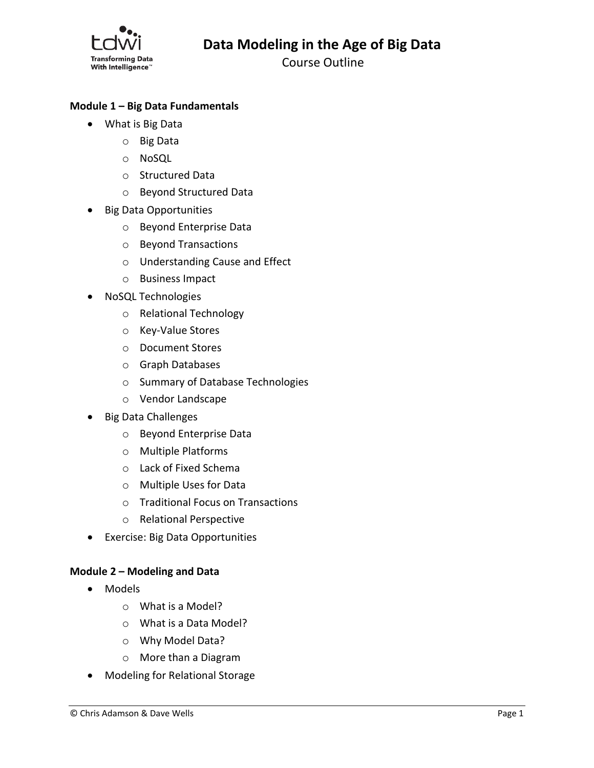# Data Modeling in the Age of Big Data

Course Outline

**Module 1 – Big Data Fundamentals**

- What is Big Data
  - Big Data
  - NoSQL
  - Structured Data
  - Beyond Structured Data
- Big Data Opportunities
  - Beyond Enterprise Data
  - Beyond Transactions
  - Understanding Cause and Effect
  - Business Impact
- NoSQL Technologies
  - Relational Technology
  - Key-Value Stores
  - Document Stores
  - Graph Databases
  - Summary of Database Technologies
  - Vendor Landscape
- Big Data Challenges
  - Beyond Enterprise Data
  - Multiple Platforms
  - Lack of Fixed Schema
  - Multiple Uses for Data
  - Traditional Focus on Transactions
  - Relational Perspective
- Exercise: Big Data Opportunities

**Module 2 – Modeling and Data**

- Models
  - What is a Model?
  - What is a Data Model?
  - Why Model Data?
  - More than a Diagram
- Modeling for Relational Storage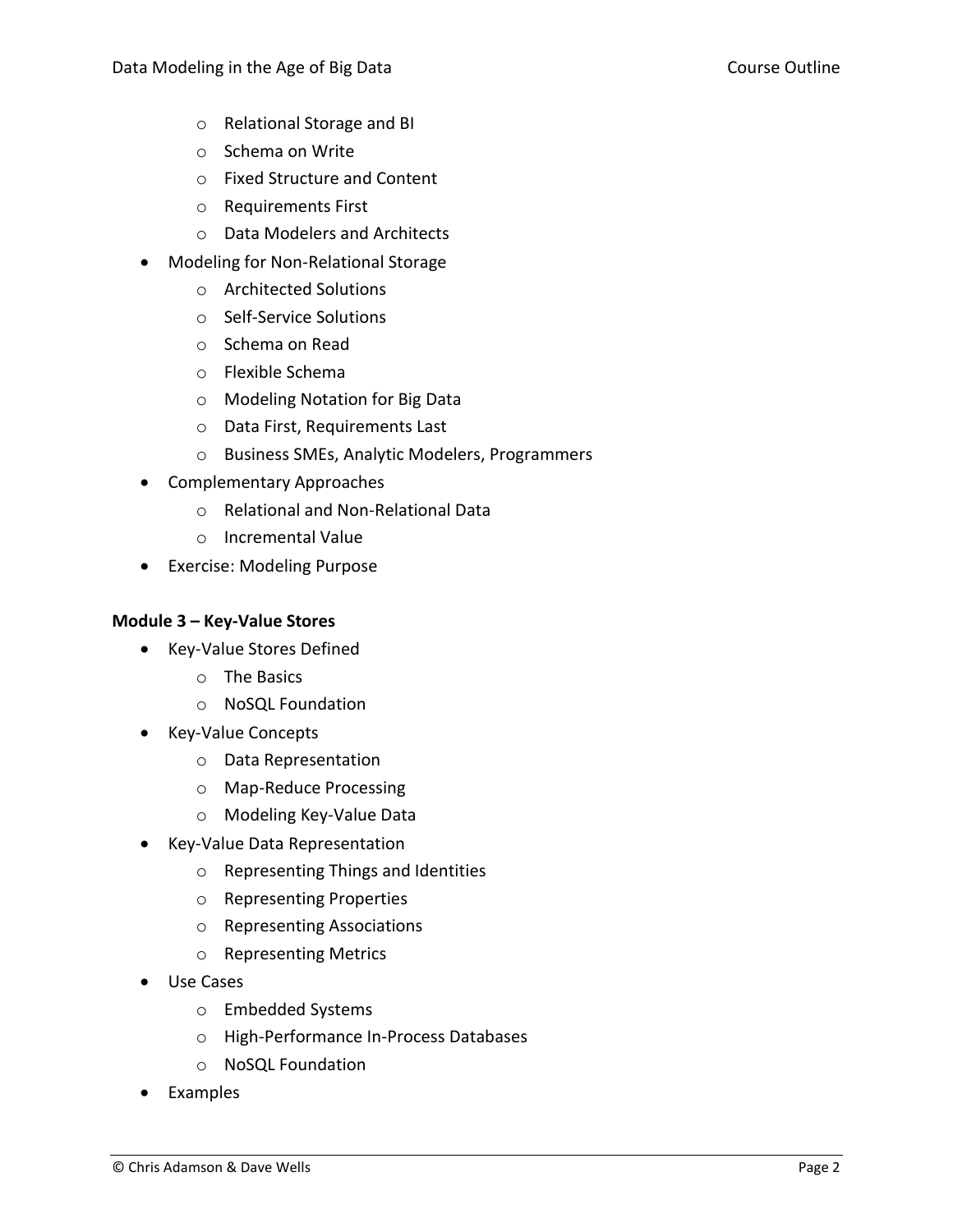- Relational Storage and BI
  - Schema on Write
  - Fixed Structure and Content
  - Requirements First
  - Data Modelers and Architects
- Modeling for Non-Relational Storage
  - Architected Solutions
  - Self-Service Solutions
  - Schema on Read
  - Flexible Schema
  - Modeling Notation for Big Data
  - Data First, Requirements Last
  - Business SMEs, Analytic Modelers, Programmers
- Complementary Approaches
  - Relational and Non-Relational Data
  - Incremental Value
- Exercise: Modeling Purpose

**Module 3 – Key-Value Stores**

- Key-Value Stores Defined
  - The Basics
  - NoSQL Foundation
- Key-Value Concepts
  - Data Representation
  - Map-Reduce Processing
  - Modeling Key-Value Data
- Key-Value Data Representation
  - Representing Things and Identities
  - Representing Properties
  - Representing Associations
  - Representing Metrics
- Use Cases
  - Embedded Systems
  - High-Performance In-Process Databases
  - NoSQL Foundation
- Examples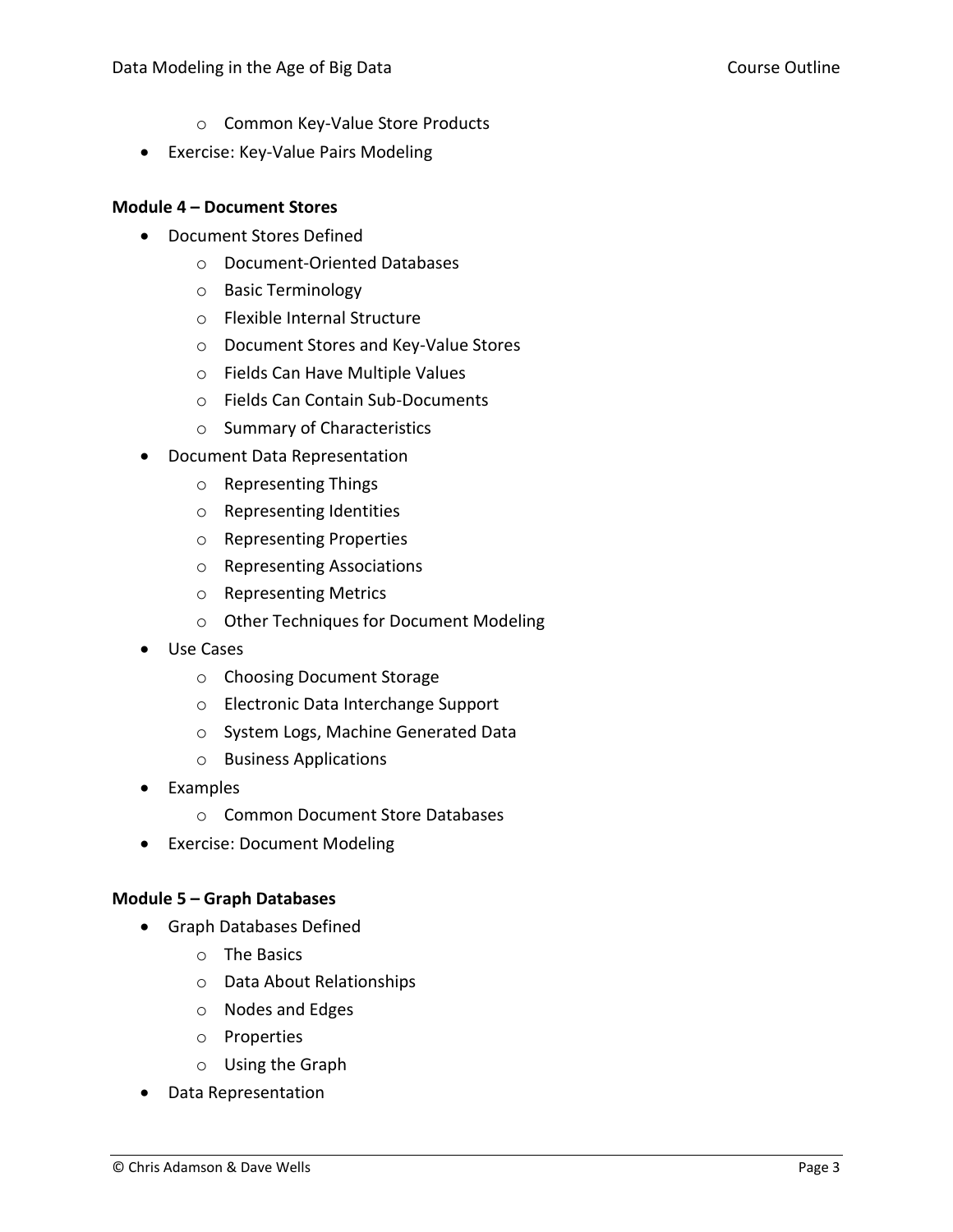- Common Key-Value Store Products
- Exercise: Key-Value Pairs Modeling

**Module 4 – Document Stores**

- Document Stores Defined
    - Document-Oriented Databases
    - Basic Terminology
    - Flexible Internal Structure
    - Document Stores and Key-Value Stores
    - Fields Can Have Multiple Values
    - Fields Can Contain Sub-Documents
    - Summary of Characteristics
- Document Data Representation
    - Representing Things
    - Representing Identities
    - Representing Properties
    - Representing Associations
    - Representing Metrics
    - Other Techniques for Document Modeling
- Use Cases
    - Choosing Document Storage
    - Electronic Data Interchange Support
    - System Logs, Machine Generated Data
    - Business Applications
- Examples
    - Common Document Store Databases
- Exercise: Document Modeling

**Module 5 – Graph Databases**

- Graph Databases Defined
    - The Basics
    - Data About Relationships
    - Nodes and Edges
    - Properties
    - Using the Graph
- Data Representation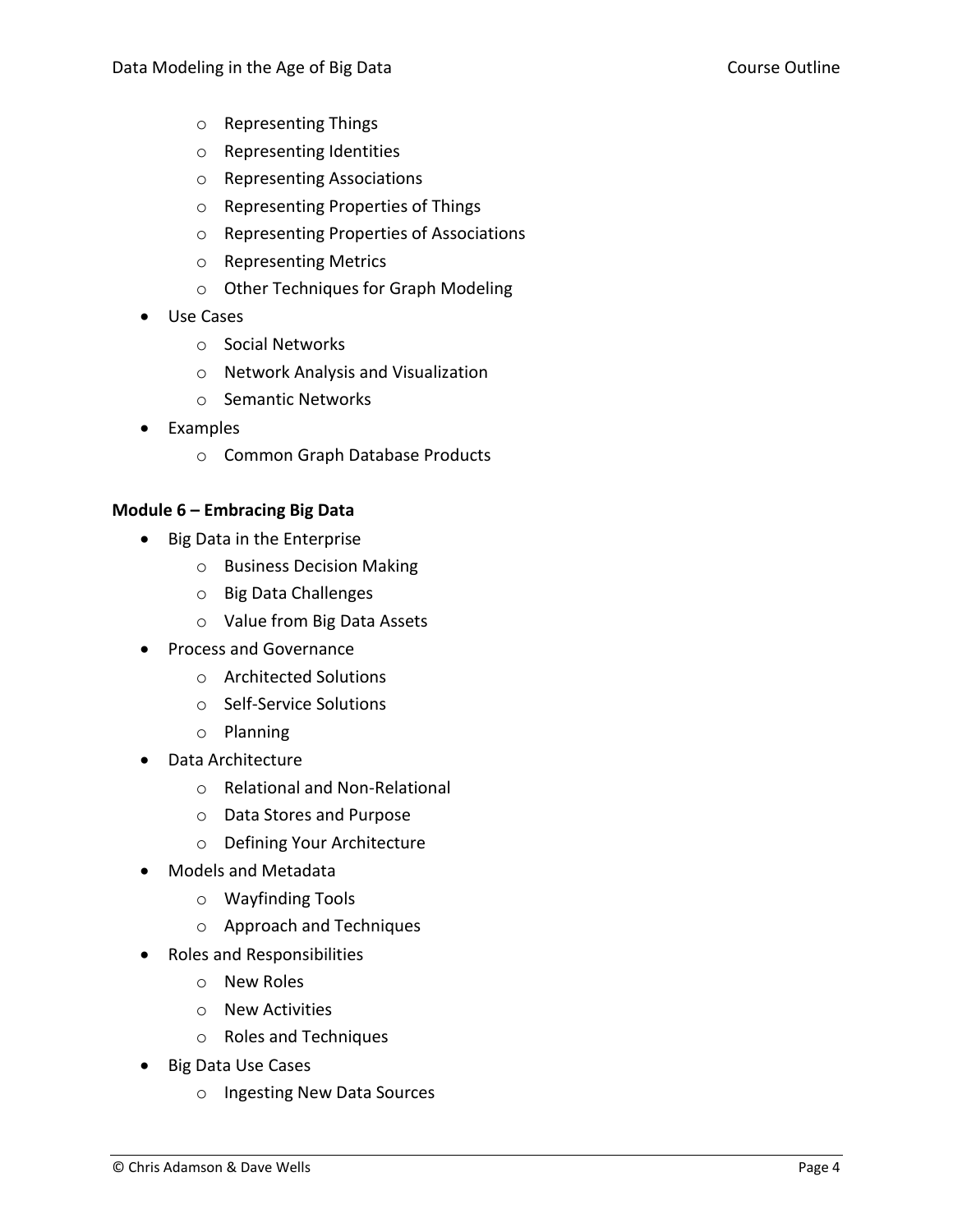- Representing Things
    - Representing Identities
    - Representing Associations
    - Representing Properties of Things
    - Representing Properties of Associations
    - Representing Metrics
    - Other Techniques for Graph Modeling
- Use Cases
    - Social Networks
    - Network Analysis and Visualization
    - Semantic Networks
- Examples
    - Common Graph Database Products

**Module 6 – Embracing Big Data**

- Big Data in the Enterprise
    - Business Decision Making
    - Big Data Challenges
    - Value from Big Data Assets
- Process and Governance
    - Architected Solutions
    - Self-Service Solutions
    - Planning
- Data Architecture
    - Relational and Non-Relational
    - Data Stores and Purpose
    - Defining Your Architecture
- Models and Metadata
    - Wayfinding Tools
    - Approach and Techniques
- Roles and Responsibilities
    - New Roles
    - New Activities
    - Roles and Techniques
- Big Data Use Cases
    - Ingesting New Data Sources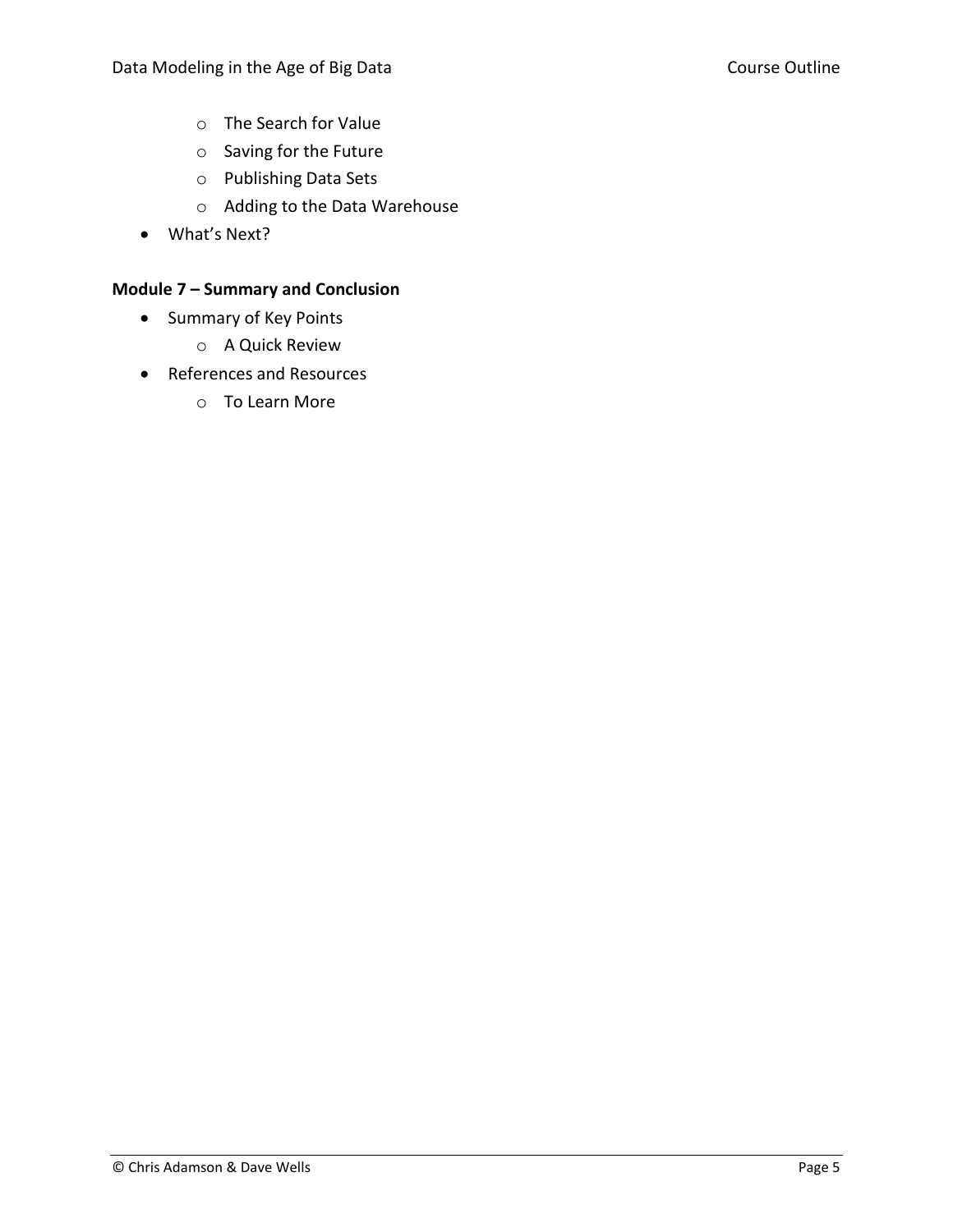- The Search for Value
    - Saving for the Future
    - Publishing Data Sets
    - Adding to the Data Warehouse
- What's Next?

**Module 7 – Summary and Conclusion**

- Summary of Key Points
    - A Quick Review
- References and Resources
    - To Learn More